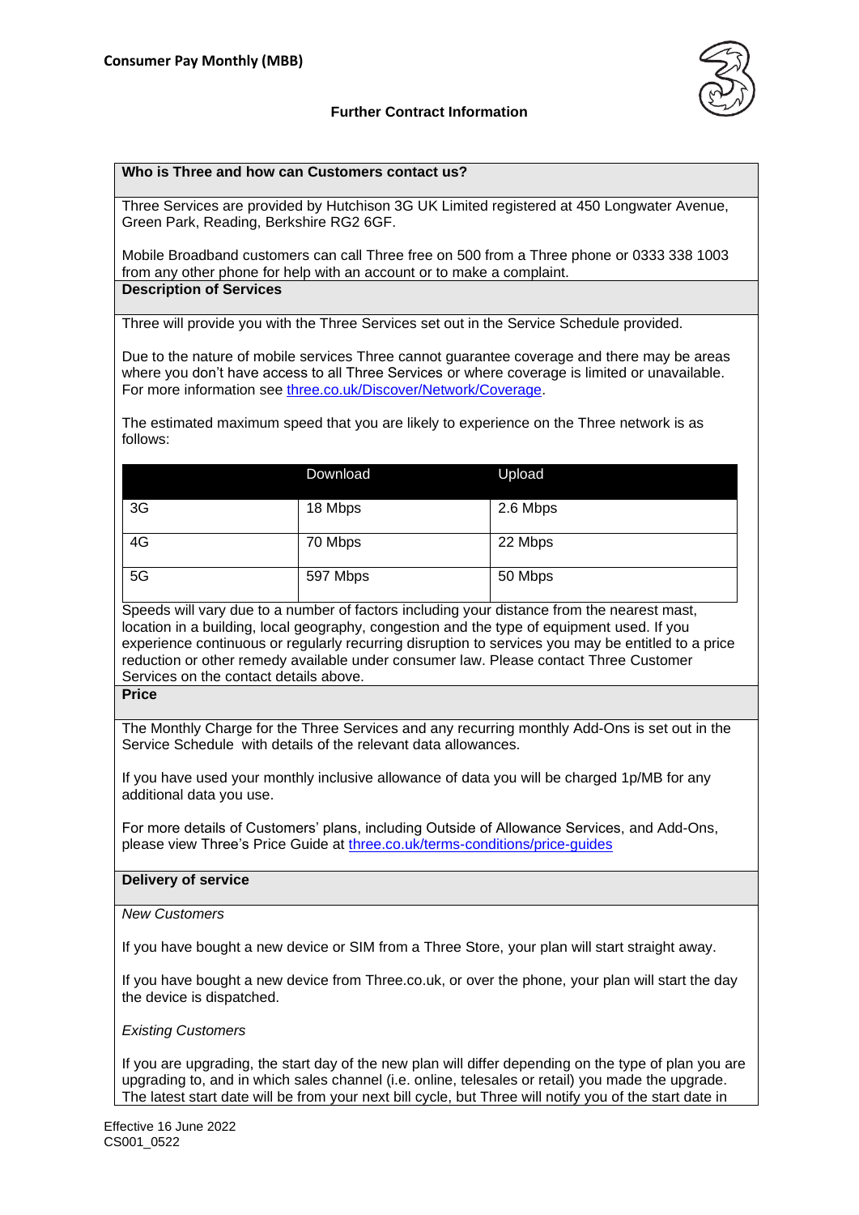**Consumer Pay Monthly (MBB)**

**Further Contract Information**

## Who is Three and how can Customers contact us?

Three Services are provided by Hutchison 3G UK Limited registered at 450 Longwater Avenue, Green Park, Reading, Berkshire RG2 6GF.

Mobile Broadband customers can call Three free on 500 from a Three phone or 0333 338 1003 from any other phone for help with an account or to make a complaint.

## Description of Services

Three will provide you with the Three Services set out in the Service Schedule provided.

Due to the nature of mobile services Three cannot guarantee coverage and there may be areas where you don't have access to all Three Services or where coverage is limited or unavailable. For more information see [three.co.uk/Discover/Network/Coverage](three.co.uk/Discover/Network/Coverage).

The estimated maximum speed that you are likely to experience on the Three network is as follows:

| | Download | Upload |
|---|---|---|
| 3G | 18 Mbps | 2.6 Mbps |
| 4G | 70 Mbps | 22 Mbps |
| 5G | 597 Mbps | 50 Mbps |

Speeds will vary due to a number of factors including your distance from the nearest mast, location in a building, local geography, congestion and the type of equipment used. If you experience continuous or regularly recurring disruption to services you may be entitled to a price reduction or other remedy available under consumer law. Please contact Three Customer Services on the contact details above.

## Price

The Monthly Charge for the Three Services and any recurring monthly Add-Ons is set out in the Service Schedule with details of the relevant data allowances.

If you have used your monthly inclusive allowance of data you will be charged 1p/MB for any additional data you use.

For more details of Customers' plans, including Outside of Allowance Services, and Add-Ons, please view Three's Price Guide at [three.co.uk/terms-conditions/price-guides](three.co.uk/terms-conditions/price-guides)

## Delivery of service

*New Customers*

If you have bought a new device or SIM from a Three Store, your plan will start straight away.

If you have bought a new device from Three.co.uk, or over the phone, your plan will start the day the device is dispatched.

*Existing Customers*

If you are upgrading, the start day of the new plan will differ depending on the type of plan you are upgrading to, and in which sales channel (i.e. online, telesales or retail) you made the upgrade. The latest start date will be from your next bill cycle, but Three will notify you of the start date in

Effective 16 June 2022
CS001_0522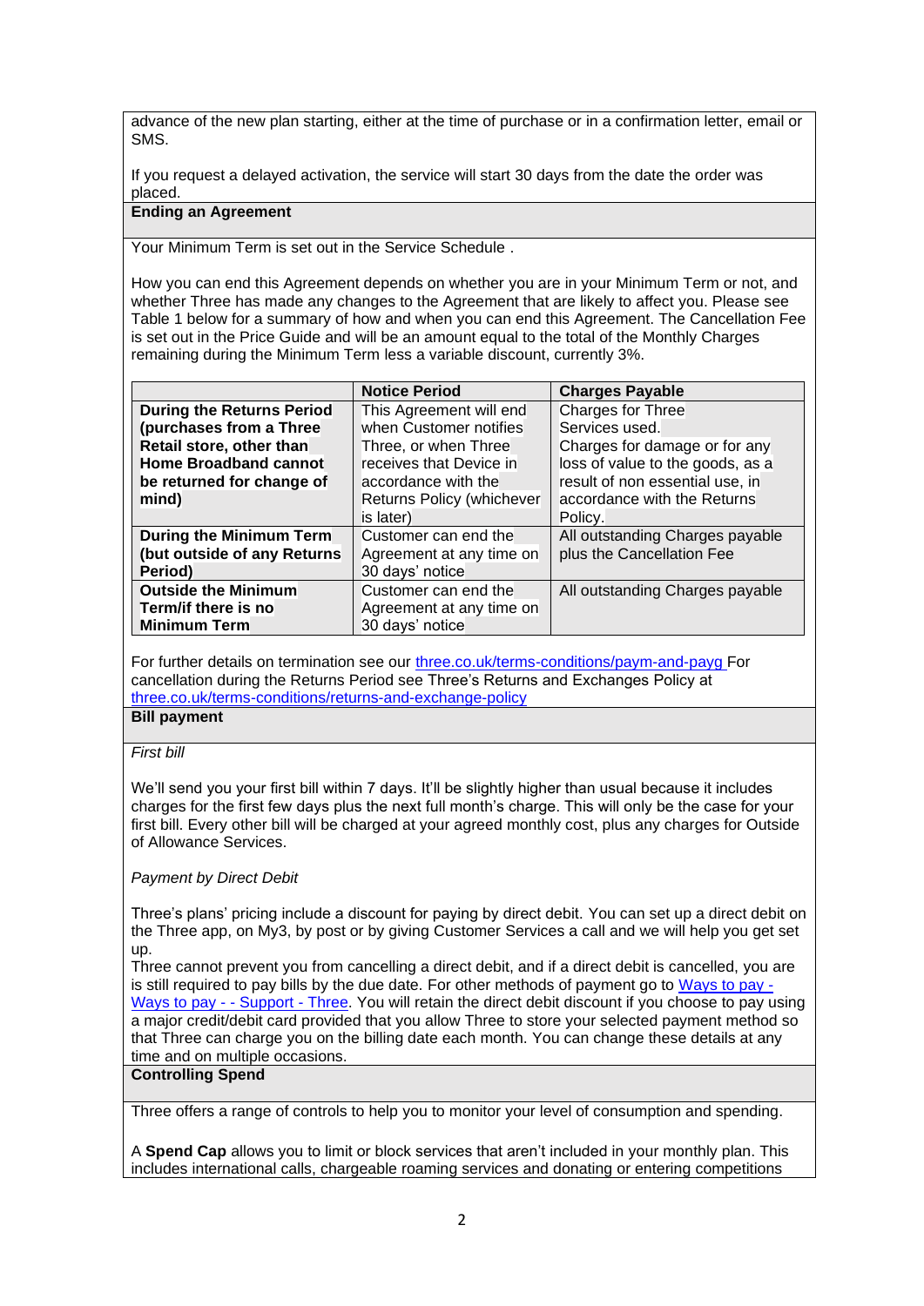advance of the new plan starting, either at the time of purchase or in a confirmation letter, email or SMS.

If you request a delayed activation, the service will start 30 days from the date the order was placed.

**Ending an Agreement**

Your Minimum Term is set out in the Service Schedule .

How you can end this Agreement depends on whether you are in your Minimum Term or not, and whether Three has made any changes to the Agreement that are likely to affect you. Please see Table 1 below for a summary of how and when you can end this Agreement. The Cancellation Fee is set out in the Price Guide and will be an amount equal to the total of the Monthly Charges remaining during the Minimum Term less a variable discount, currently 3%.

| | **Notice Period** | **Charges Payable** |
|---|---|---|
| **During the Returns Period (purchases from a Three Retail store, other than Home Broadband cannot be returned for change of mind)** | This Agreement will end when Customer notifies Three, or when Three receives that Device in accordance with the Returns Policy (whichever is later) | Charges for Three Services used. Charges for damage or for any loss of value to the goods, as a result of non essential use, in accordance with the Returns Policy. |
| **During the Minimum Term (but outside of any Returns Period)** | Customer can end the Agreement at any time on 30 days' notice | All outstanding Charges payable plus the Cancellation Fee |
| **Outside the Minimum Term/if there is no Minimum Term** | Customer can end the Agreement at any time on 30 days' notice | All outstanding Charges payable |

For further details on termination see our three.co.uk/terms-conditions/paym-and-payg For cancellation during the Returns Period see Three's Returns and Exchanges Policy at three.co.uk/terms-conditions/returns-and-exchange-policy

**Bill payment**

*First bill*

We'll send you your first bill within 7 days. It'll be slightly higher than usual because it includes charges for the first few days plus the next full month's charge. This will only be the case for your first bill. Every other bill will be charged at your agreed monthly cost, plus any charges for Outside of Allowance Services.

*Payment by Direct Debit*

Three's plans' pricing include a discount for paying by direct debit. You can set up a direct debit on the Three app, on My3, by post or by giving Customer Services a call and we will help you get set up.

Three cannot prevent you from cancelling a direct debit, and if a direct debit is cancelled, you are is still required to pay bills by the due date. For other methods of payment go to Ways to pay - Ways to pay - - Support - Three. You will retain the direct debit discount if you choose to pay using a major credit/debit card provided that you allow Three to store your selected payment method so that Three can charge you on the billing date each month. You can change these details at any time and on multiple occasions.

**Controlling Spend**

Three offers a range of controls to help you to monitor your level of consumption and spending.

A **Spend Cap** allows you to limit or block services that aren't included in your monthly plan. This includes international calls, chargeable roaming services and donating or entering competitions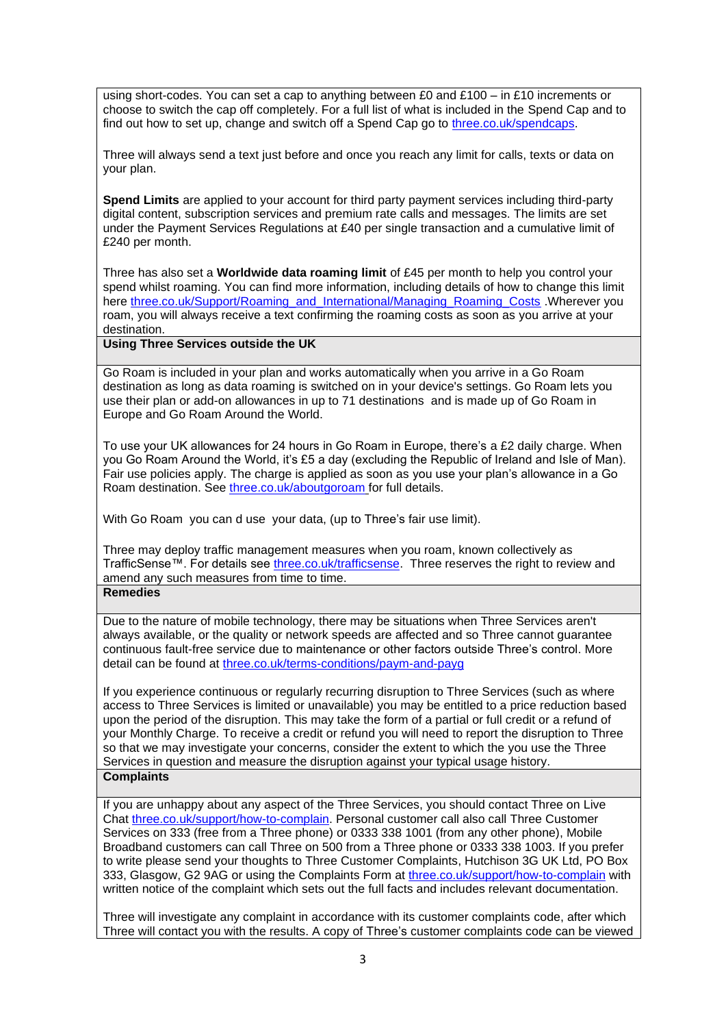using short-codes. You can set a cap to anything between £0 and £100 – in £10 increments or choose to switch the cap off completely. For a full list of what is included in the Spend Cap and to find out how to set up, change and switch off a Spend Cap go to three.co.uk/spendcaps.

Three will always send a text just before and once you reach any limit for calls, texts or data on your plan.

**Spend Limits** are applied to your account for third party payment services including third-party digital content, subscription services and premium rate calls and messages. The limits are set under the Payment Services Regulations at £40 per single transaction and a cumulative limit of £240 per month.

Three has also set a **Worldwide data roaming limit** of £45 per month to help you control your spend whilst roaming. You can find more information, including details of how to change this limit here three.co.uk/Support/Roaming_and_International/Managing_Roaming_Costs .Wherever you roam, you will always receive a text confirming the roaming costs as soon as you arrive at your destination.

**Using Three Services outside the UK**

Go Roam is included in your plan and works automatically when you arrive in a Go Roam destination as long as data roaming is switched on in your device's settings. Go Roam lets you use their plan or add-on allowances in up to 71 destinations and is made up of Go Roam in Europe and Go Roam Around the World.

To use your UK allowances for 24 hours in Go Roam in Europe, there's a £2 daily charge. When you Go Roam Around the World, it's £5 a day (excluding the Republic of Ireland and Isle of Man). Fair use policies apply. The charge is applied as soon as you use your plan's allowance in a Go Roam destination. See three.co.uk/aboutgoroam for full details.

With Go Roam you can d use your data, (up to Three's fair use limit).

Three may deploy traffic management measures when you roam, known collectively as TrafficSense™. For details see three.co.uk/trafficsense. Three reserves the right to review and amend any such measures from time to time.

**Remedies**

Due to the nature of mobile technology, there may be situations when Three Services aren't always available, or the quality or network speeds are affected and so Three cannot guarantee continuous fault-free service due to maintenance or other factors outside Three's control. More detail can be found at three.co.uk/terms-conditions/paym-and-payg

If you experience continuous or regularly recurring disruption to Three Services (such as where access to Three Services is limited or unavailable) you may be entitled to a price reduction based upon the period of the disruption. This may take the form of a partial or full credit or a refund of your Monthly Charge. To receive a credit or refund you will need to report the disruption to Three so that we may investigate your concerns, consider the extent to which the you use the Three Services in question and measure the disruption against your typical usage history.

**Complaints**

If you are unhappy about any aspect of the Three Services, you should contact Three on Live Chat three.co.uk/support/how-to-complain. Personal customer call also call Three Customer Services on 333 (free from a Three phone) or 0333 338 1001 (from any other phone), Mobile Broadband customers can call Three on 500 from a Three phone or 0333 338 1003. If you prefer to write please send your thoughts to Three Customer Complaints, Hutchison 3G UK Ltd, PO Box 333, Glasgow, G2 9AG or using the Complaints Form at three.co.uk/support/how-to-complain with written notice of the complaint which sets out the full facts and includes relevant documentation.

Three will investigate any complaint in accordance with its customer complaints code, after which Three will contact you with the results. A copy of Three's customer complaints code can be viewed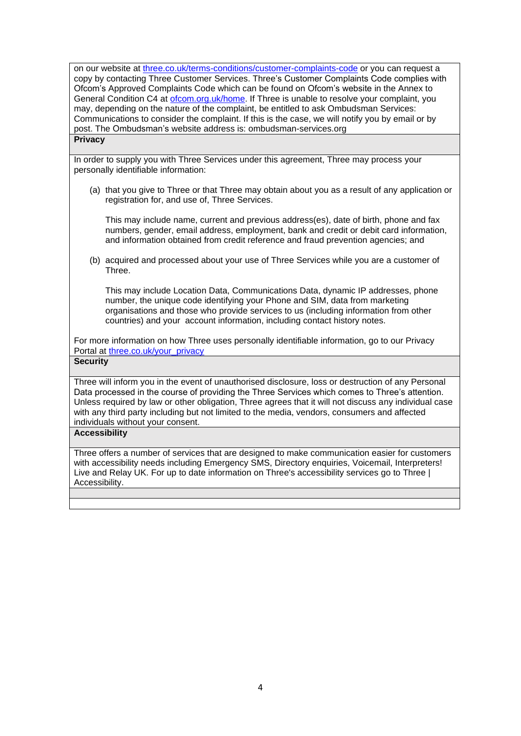on our website at three.co.uk/terms-conditions/customer-complaints-code or you can request a copy by contacting Three Customer Services. Three's Customer Complaints Code complies with Ofcom's Approved Complaints Code which can be found on Ofcom's website in the Annex to General Condition C4 at ofcom.org.uk/home. If Three is unable to resolve your complaint, you may, depending on the nature of the complaint, be entitled to ask Ombudsman Services: Communications to consider the complaint. If this is the case, we will notify you by email or by post. The Ombudsman's website address is: ombudsman-services.org

**Privacy**

In order to supply you with Three Services under this agreement, Three may process your personally identifiable information:

(a) that you give to Three or that Three may obtain about you as a result of any application or registration for, and use of, Three Services.

This may include name, current and previous address(es), date of birth, phone and fax numbers, gender, email address, employment, bank and credit or debit card information, and information obtained from credit reference and fraud prevention agencies; and

(b) acquired and processed about your use of Three Services while you are a customer of Three.

This may include Location Data, Communications Data, dynamic IP addresses, phone number, the unique code identifying your Phone and SIM, data from marketing organisations and those who provide services to us (including information from other countries) and your account information, including contact history notes.

For more information on how Three uses personally identifiable information, go to our Privacy Portal at three.co.uk/your_privacy

**Security**

Three will inform you in the event of unauthorised disclosure, loss or destruction of any Personal Data processed in the course of providing the Three Services which comes to Three's attention. Unless required by law or other obligation, Three agrees that it will not discuss any individual case with any third party including but not limited to the media, vendors, consumers and affected individuals without your consent.

**Accessibility**

Three offers a number of services that are designed to make communication easier for customers with accessibility needs including Emergency SMS, Directory enquiries, Voicemail, Interpreters! Live and Relay UK. For up to date information on Three's accessibility services go to Three | Accessibility.